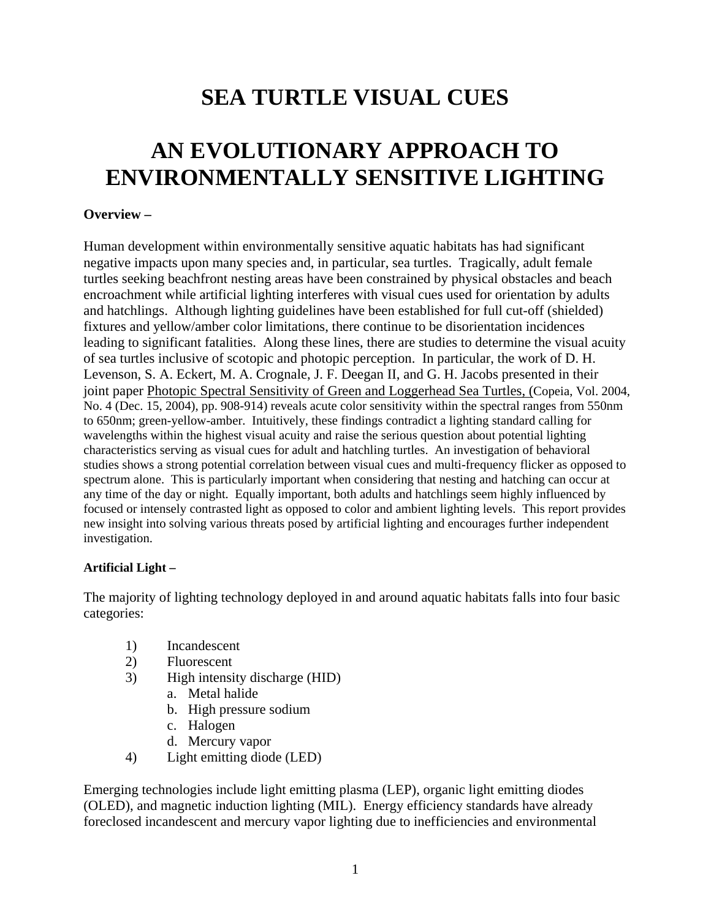# SEA TURTLE VISUAL CUES

# AN EVOLUTIONARY APPROACH TO ENVIRONMENTALLY SENSITIVE LIGHTING

**Overview –**

Human development within environmentally sensitive aquatic habitats has had significant negative impacts upon many species and, in particular, sea turtles. Tragically, adult female turtles seeking beachfront nesting areas have been constrained by physical obstacles and beach encroachment while artificial lighting interferes with visual cues used for orientation by adults and hatchlings. Although lighting guidelines have been established for full cut-off (shielded) fixtures and yellow/amber color limitations, there continue to be disorientation incidences leading to significant fatalities. Along these lines, there are studies to determine the visual acuity of sea turtles inclusive of scotopic and photopic perception. In particular, the work of D. H. Levenson, S. A. Eckert, M. A. Crognale, J. F. Deegan II, and G. H. Jacobs presented in their joint paper Photopic Spectral Sensitivity of Green and Loggerhead Sea Turtles, (Copeia, Vol. 2004, No. 4 (Dec. 15, 2004), pp. 908-914) reveals acute color sensitivity within the spectral ranges from 550nm to 650nm; green-yellow-amber. Intuitively, these findings contradict a lighting standard calling for wavelengths within the highest visual acuity and raise the serious question about potential lighting characteristics serving as visual cues for adult and hatchling turtles. An investigation of behavioral studies shows a strong potential correlation between visual cues and multi-frequency flicker as opposed to spectrum alone. This is particularly important when considering that nesting and hatching can occur at any time of the day or night. Equally important, both adults and hatchlings seem highly influenced by focused or intensely contrasted light as opposed to color and ambient lighting levels. This report provides new insight into solving various threats posed by artificial lighting and encourages further independent investigation.

**Artificial Light –**

The majority of lighting technology deployed in and around aquatic habitats falls into four basic categories:

1) Incandescent
2) Fluorescent
3) High intensity discharge (HID)
   a. Metal halide
   b. High pressure sodium
   c. Halogen
   d. Mercury vapor
4) Light emitting diode (LED)

Emerging technologies include light emitting plasma (LEP), organic light emitting diodes (OLED), and magnetic induction lighting (MIL). Energy efficiency standards have already foreclosed incandescent and mercury vapor lighting due to inefficiencies and environmental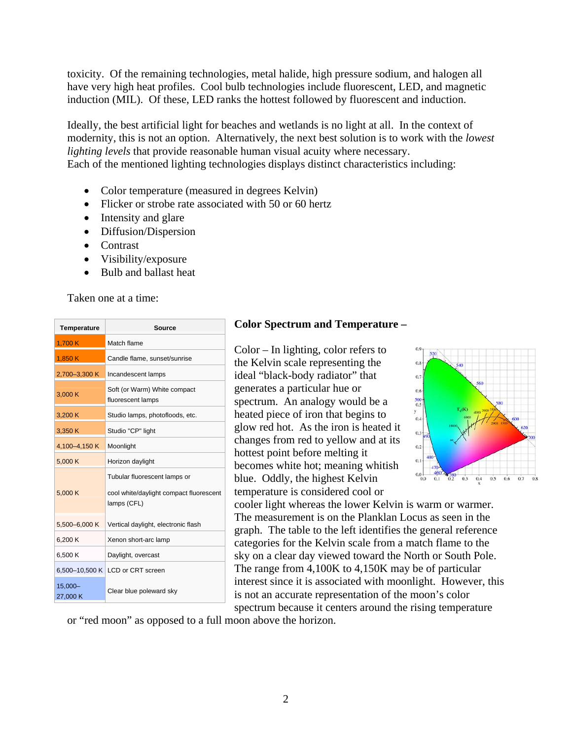toxicity. Of the remaining technologies, metal halide, high pressure sodium, and halogen all have very high heat profiles. Cool bulb technologies include fluorescent, LED, and magnetic induction (MIL). Of these, LED ranks the hottest followed by fluorescent and induction.

Ideally, the best artificial light for beaches and wetlands is no light at all. In the context of modernity, this is not an option. Alternatively, the next best solution is to work with the *lowest lighting levels* that provide reasonable human visual acuity where necessary.
Each of the mentioned lighting technologies displays distinct characteristics including:

- Color temperature (measured in degrees Kelvin)
- Flicker or strobe rate associated with 50 or 60 hertz
- Intensity and glare
- Diffusion/Dispersion
- Contrast
- Visibility/exposure
- Bulb and ballast heat

Taken one at a time:

| Temperature | Source |
|---|---|
| 1,700 K | Match flame |
| 1,850 K | Candle flame, sunset/sunrise |
| 2,700–3,300 K | Incandescent lamps |
| 3,000 K | Soft (or Warm) White compact fluorescent lamps |
| 3,200 K | Studio lamps, photofloods, etc. |
| 3,350 K | Studio "CP" light |
| 4,100–4,150 K | Moonlight |
| 5,000 K | Horizon daylight |
| 5,000 K | Tubular fluorescent lamps or cool white/daylight compact fluorescent lamps (CFL) |
| 5,500–6,000 K | Vertical daylight, electronic flash |
| 6,200 K | Xenon short-arc lamp |
| 6,500 K | Daylight, overcast |
| 6,500–10,500 K | LCD or CRT screen |
| 15,000–27,000 K | Clear blue poleward sky |

**Color Spectrum and Temperature –**

Color – In lighting, color refers to the Kelvin scale representing the ideal "black-body radiator" that generates a particular hue or spectrum. An analogy would be a heated piece of iron that begins to glow red hot. As the iron is heated it changes from red to yellow and at its hottest point before melting it becomes white hot; meaning whitish blue. Oddly, the highest Kelvin temperature is considered cool or cooler light whereas the lower Kelvin is warm or warmer. The measurement is on the Planklan Locus as seen in the graph. The table to the left identifies the general reference categories for the Kelvin scale from a match flame to the sky on a clear day viewed toward the North or South Pole. The range from 4,100K to 4,150K may be of particular interest since it is associated with moonlight. However, this is not an accurate representation of the moon's color spectrum because it centers around the rising temperature or "red moon" as opposed to a full moon above the horizon.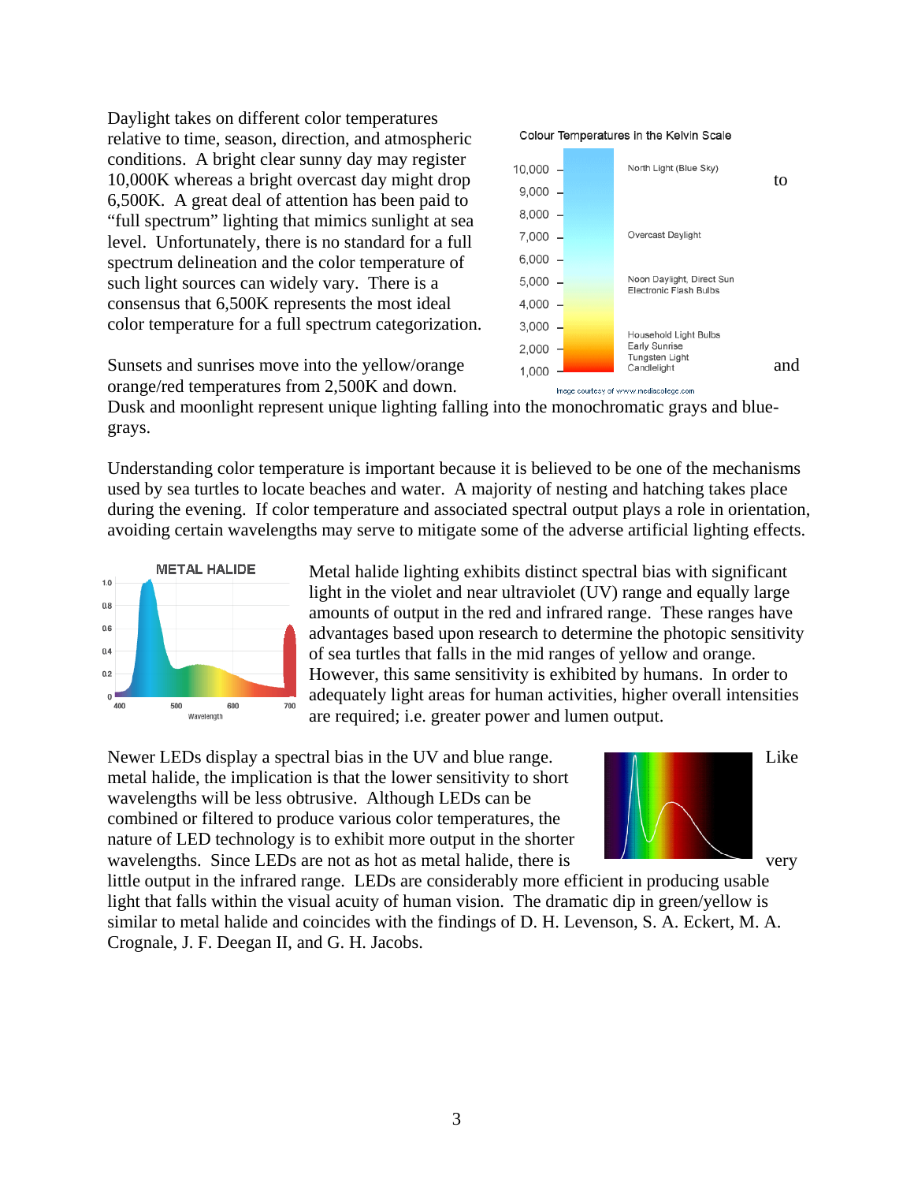Daylight takes on different color temperatures relative to time, season, direction, and atmospheric conditions. A bright clear sunny day may register 10,000K whereas a bright overcast day might drop to 6,500K. A great deal of attention has been paid to "full spectrum" lighting that mimics sunlight at sea level. Unfortunately, there is no standard for a full spectrum delineation and the color temperature of such light sources can widely vary. There is a consensus that 6,500K represents the most ideal color temperature for a full spectrum categorization.

Sunsets and sunrises move into the yellow/orange and orange/red temperatures from 2,500K and down. Dusk and moonlight represent unique lighting falling into the monochromatic grays and blue-grays.

Understanding color temperature is important because it is believed to be one of the mechanisms used by sea turtles to locate beaches and water. A majority of nesting and hatching takes place during the evening. If color temperature and associated spectral output plays a role in orientation, avoiding certain wavelengths may serve to mitigate some of the adverse artificial lighting effects.

Metal halide lighting exhibits distinct spectral bias with significant light in the violet and near ultraviolet (UV) range and equally large amounts of output in the red and infrared range. These ranges have advantages based upon research to determine the photopic sensitivity of sea turtles that falls in the mid ranges of yellow and orange. However, this same sensitivity is exhibited by humans. In order to adequately light areas for human activities, higher overall intensities are required; i.e. greater power and lumen output.

Newer LEDs display a spectral bias in the UV and blue range. Like metal halide, the implication is that the lower sensitivity to short wavelengths will be less obtrusive. Although LEDs can be combined or filtered to produce various color temperatures, the nature of LED technology is to exhibit more output in the shorter wavelengths. Since LEDs are not as hot as metal halide, there is very little output in the infrared range. LEDs are considerably more efficient in producing usable light that falls within the visual acuity of human vision. The dramatic dip in green/yellow is similar to metal halide and coincides with the findings of D. H. Levenson, S. A. Eckert, M. A. Crognale, J. F. Deegan II, and G. H. Jacobs.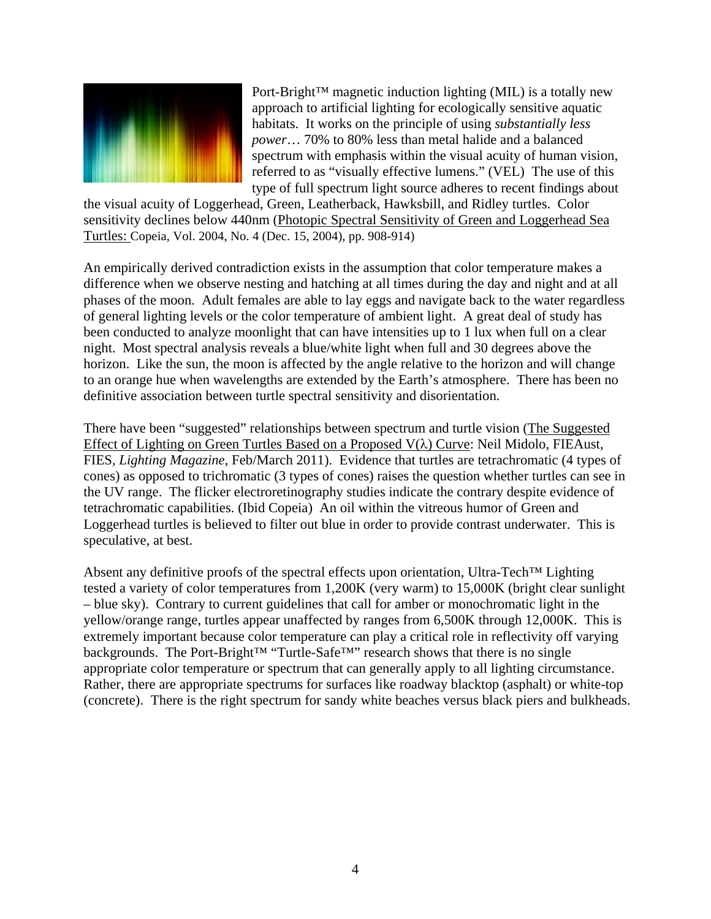Port-Bright™ magnetic induction lighting (MIL) is a totally new approach to artificial lighting for ecologically sensitive aquatic habitats. It works on the principle of using *substantially less power*… 70% to 80% less than metal halide and a balanced spectrum with emphasis within the visual acuity of human vision, referred to as "visually effective lumens." (VEL) The use of this type of full spectrum light source adheres to recent findings about the visual acuity of Loggerhead, Green, Leatherback, Hawksbill, and Ridley turtles. Color sensitivity declines below 440nm (Photopic Spectral Sensitivity of Green and Loggerhead Sea Turtles: Copeia, Vol. 2004, No. 4 (Dec. 15, 2004), pp. 908-914)

An empirically derived contradiction exists in the assumption that color temperature makes a difference when we observe nesting and hatching at all times during the day and night and at all phases of the moon. Adult females are able to lay eggs and navigate back to the water regardless of general lighting levels or the color temperature of ambient light. A great deal of study has been conducted to analyze moonlight that can have intensities up to 1 lux when full on a clear night. Most spectral analysis reveals a blue/white light when full and 30 degrees above the horizon. Like the sun, the moon is affected by the angle relative to the horizon and will change to an orange hue when wavelengths are extended by the Earth's atmosphere. There has been no definitive association between turtle spectral sensitivity and disorientation.

There have been "suggested" relationships between spectrum and turtle vision (The Suggested Effect of Lighting on Green Turtles Based on a Proposed V(λ) Curve: Neil Midolo, FIEAust, FIES, *Lighting Magazine*, Feb/March 2011). Evidence that turtles are tetrachromatic (4 types of cones) as opposed to trichromatic (3 types of cones) raises the question whether turtles can see in the UV range. The flicker electroretinography studies indicate the contrary despite evidence of tetrachromatic capabilities. (Ibid Copeia) An oil within the vitreous humor of Green and Loggerhead turtles is believed to filter out blue in order to provide contrast underwater. This is speculative, at best.

Absent any definitive proofs of the spectral effects upon orientation, Ultra-Tech™ Lighting tested a variety of color temperatures from 1,200K (very warm) to 15,000K (bright clear sunlight – blue sky). Contrary to current guidelines that call for amber or monochromatic light in the yellow/orange range, turtles appear unaffected by ranges from 6,500K through 12,000K. This is extremely important because color temperature can play a critical role in reflectivity off varying backgrounds. The Port-Bright™ "Turtle-Safe™" research shows that there is no single appropriate color temperature or spectrum that can generally apply to all lighting circumstance. Rather, there are appropriate spectrums for surfaces like roadway blacktop (asphalt) or white-top (concrete). There is the right spectrum for sandy white beaches versus black piers and bulkheads.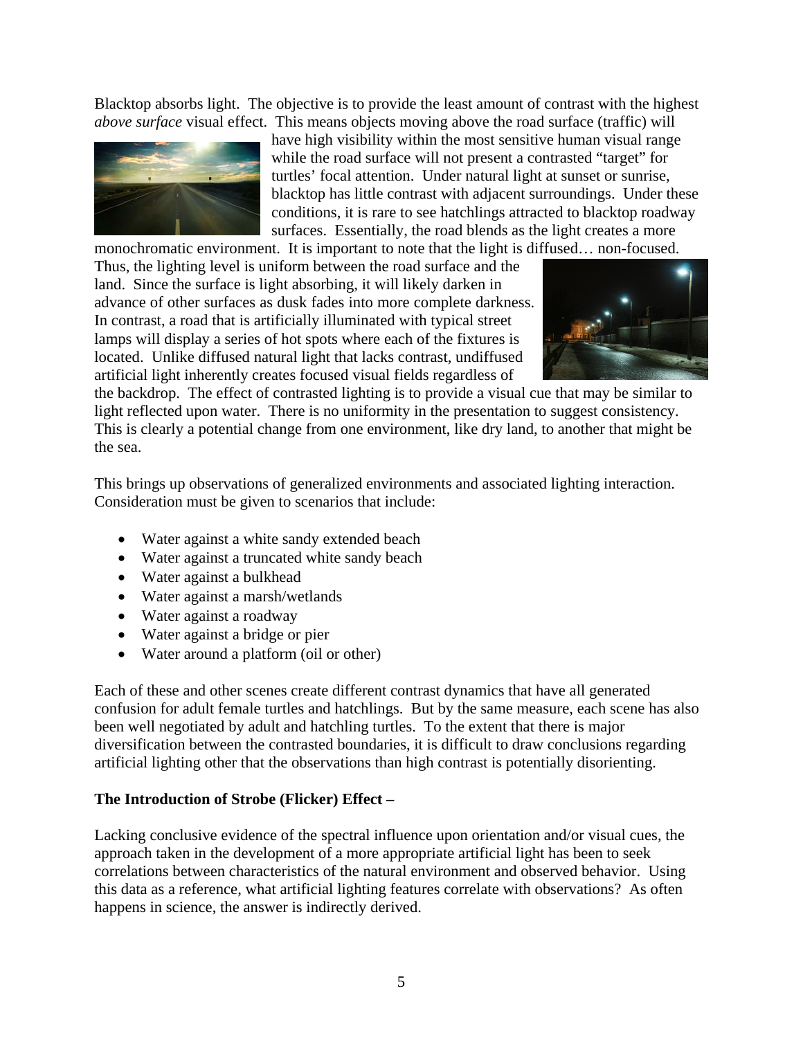Blacktop absorbs light. The objective is to provide the least amount of contrast with the highest *above surface* visual effect. This means objects moving above the road surface (traffic) will have high visibility within the most sensitive human visual range while the road surface will not present a contrasted "target" for turtles' focal attention. Under natural light at sunset or sunrise, blacktop has little contrast with adjacent surroundings. Under these conditions, it is rare to see hatchlings attracted to blacktop roadway surfaces. Essentially, the road blends as the light creates a more monochromatic environment. It is important to note that the light is diffused… non-focused. Thus, the lighting level is uniform between the road surface and the land. Since the surface is light absorbing, it will likely darken in advance of other surfaces as dusk fades into more complete darkness. In contrast, a road that is artificially illuminated with typical street lamps will display a series of hot spots where each of the fixtures is located. Unlike diffused natural light that lacks contrast, undiffused artificial light inherently creates focused visual fields regardless of the backdrop. The effect of contrasted lighting is to provide a visual cue that may be similar to light reflected upon water. There is no uniformity in the presentation to suggest consistency. This is clearly a potential change from one environment, like dry land, to another that might be the sea.

This brings up observations of generalized environments and associated lighting interaction. Consideration must be given to scenarios that include:

- Water against a white sandy extended beach
- Water against a truncated white sandy beach
- Water against a bulkhead
- Water against a marsh/wetlands
- Water against a roadway
- Water against a bridge or pier
- Water around a platform (oil or other)

Each of these and other scenes create different contrast dynamics that have all generated confusion for adult female turtles and hatchlings. But by the same measure, each scene has also been well negotiated by adult and hatchling turtles. To the extent that there is major diversification between the contrasted boundaries, it is difficult to draw conclusions regarding artificial lighting other that the observations than high contrast is potentially disorienting.

**The Introduction of Strobe (Flicker) Effect –**

Lacking conclusive evidence of the spectral influence upon orientation and/or visual cues, the approach taken in the development of a more appropriate artificial light has been to seek correlations between characteristics of the natural environment and observed behavior. Using this data as a reference, what artificial lighting features correlate with observations? As often happens in science, the answer is indirectly derived.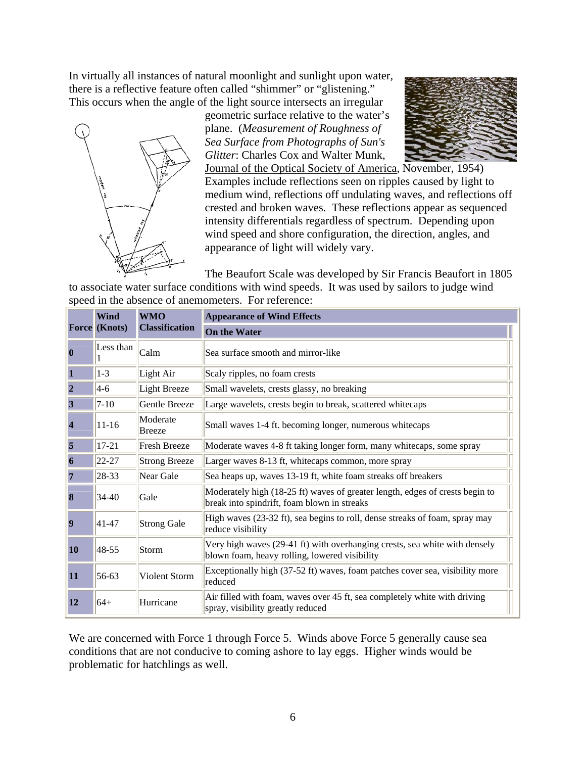In virtually all instances of natural moonlight and sunlight upon water, there is a reflective feature often called "shimmer" or "glistening." This occurs when the angle of the light source intersects an irregular geometric surface relative to the water's plane. (*Measurement of Roughness of Sea Surface from Photographs of Sun's Glitter*: Charles Cox and Walter Munk, Journal of the Optical Society of America, November, 1954) Examples include reflections seen on ripples caused by light to medium wind, reflections off undulating waves, and reflections off crested and broken waves. These reflections appear as sequenced intensity differentials regardless of spectrum. Depending upon wind speed and shore configuration, the direction, angles, and appearance of light will widely vary.

The Beaufort Scale was developed by Sir Francis Beaufort in 1805 to associate water surface conditions with wind speeds. It was used by sailors to judge wind speed in the absence of anemometers. For reference:

| Force | Wind (Knots) | WMO Classification | Appearance of Wind Effects On the Water |
|---|---|---|---|
| **0** | Less than 1 | Calm | Sea surface smooth and mirror-like |
| **1** | 1-3 | Light Air | Scaly ripples, no foam crests |
| **2** | 4-6 | Light Breeze | Small wavelets, crests glassy, no breaking |
| **3** | 7-10 | Gentle Breeze | Large wavelets, crests begin to break, scattered whitecaps |
| **4** | 11-16 | Moderate Breeze | Small waves 1-4 ft. becoming longer, numerous whitecaps |
| **5** | 17-21 | Fresh Breeze | Moderate waves 4-8 ft taking longer form, many whitecaps, some spray |
| **6** | 22-27 | Strong Breeze | Larger waves 8-13 ft, whitecaps common, more spray |
| **7** | 28-33 | Near Gale | Sea heaps up, waves 13-19 ft, white foam streaks off breakers |
| **8** | 34-40 | Gale | Moderately high (18-25 ft) waves of greater length, edges of crests begin to break into spindrift, foam blown in streaks |
| **9** | 41-47 | Strong Gale | High waves (23-32 ft), sea begins to roll, dense streaks of foam, spray may reduce visibility |
| **10** | 48-55 | Storm | Very high waves (29-41 ft) with overhanging crests, sea white with densely blown foam, heavy rolling, lowered visibility |
| **11** | 56-63 | Violent Storm | Exceptionally high (37-52 ft) waves, foam patches cover sea, visibility more reduced |
| **12** | 64+ | Hurricane | Air filled with foam, waves over 45 ft, sea completely white with driving spray, visibility greatly reduced |

We are concerned with Force 1 through Force 5. Winds above Force 5 generally cause sea conditions that are not conducive to coming ashore to lay eggs. Higher winds would be problematic for hatchlings as well.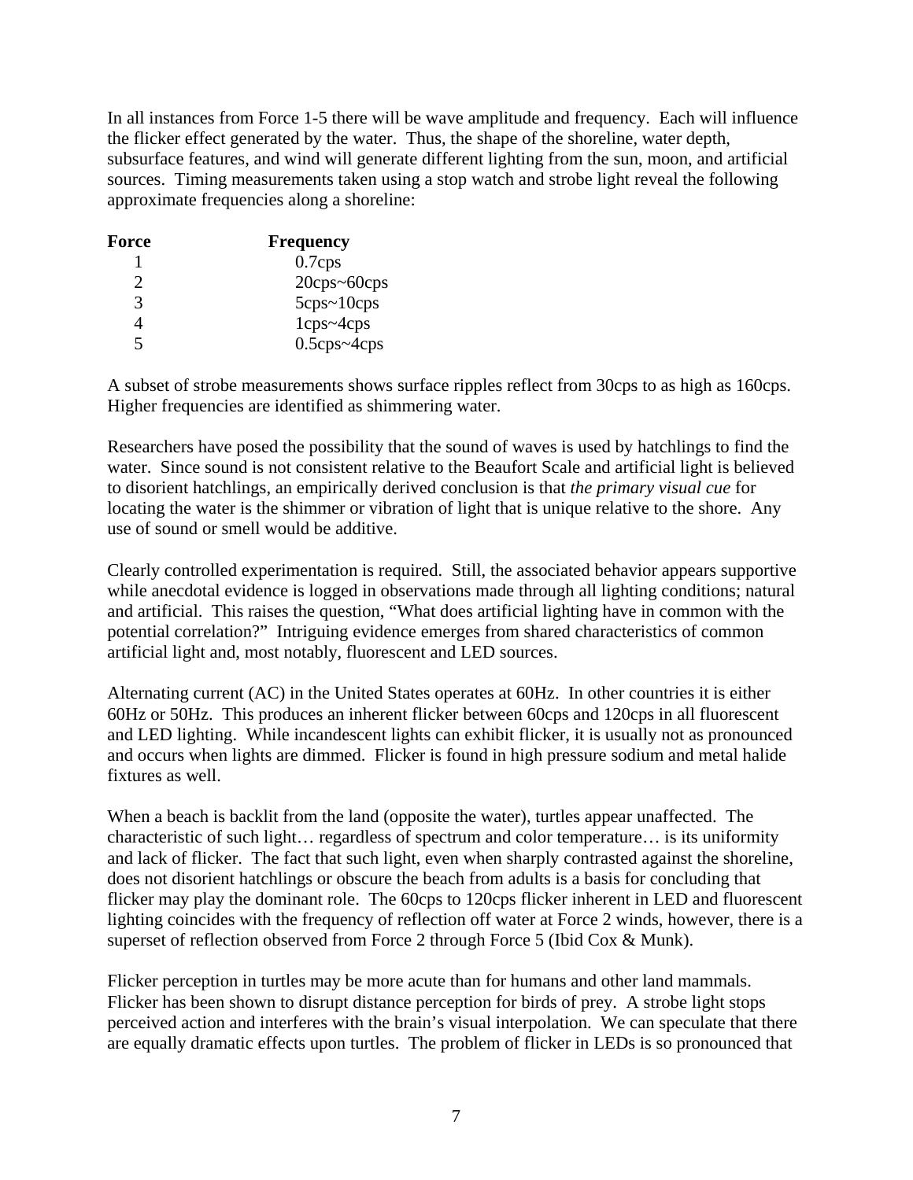In all instances from Force 1-5 there will be wave amplitude and frequency. Each will influence the flicker effect generated by the water. Thus, the shape of the shoreline, water depth, subsurface features, and wind will generate different lighting from the sun, moon, and artificial sources. Timing measurements taken using a stop watch and strobe light reveal the following approximate frequencies along a shoreline:

| **Force** | **Frequency** |
|---|---|
| 1 | 0.7cps |
| 2 | 20cps~60cps |
| 3 | 5cps~10cps |
| 4 | 1cps~4cps |
| 5 | 0.5cps~4cps |

A subset of strobe measurements shows surface ripples reflect from 30cps to as high as 160cps. Higher frequencies are identified as shimmering water.

Researchers have posed the possibility that the sound of waves is used by hatchlings to find the water. Since sound is not consistent relative to the Beaufort Scale and artificial light is believed to disorient hatchlings, an empirically derived conclusion is that *the primary visual cue* for locating the water is the shimmer or vibration of light that is unique relative to the shore. Any use of sound or smell would be additive.

Clearly controlled experimentation is required. Still, the associated behavior appears supportive while anecdotal evidence is logged in observations made through all lighting conditions; natural and artificial. This raises the question, "What does artificial lighting have in common with the potential correlation?" Intriguing evidence emerges from shared characteristics of common artificial light and, most notably, fluorescent and LED sources.

Alternating current (AC) in the United States operates at 60Hz. In other countries it is either 60Hz or 50Hz. This produces an inherent flicker between 60cps and 120cps in all fluorescent and LED lighting. While incandescent lights can exhibit flicker, it is usually not as pronounced and occurs when lights are dimmed. Flicker is found in high pressure sodium and metal halide fixtures as well.

When a beach is backlit from the land (opposite the water), turtles appear unaffected. The characteristic of such light… regardless of spectrum and color temperature… is its uniformity and lack of flicker. The fact that such light, even when sharply contrasted against the shoreline, does not disorient hatchlings or obscure the beach from adults is a basis for concluding that flicker may play the dominant role. The 60cps to 120cps flicker inherent in LED and fluorescent lighting coincides with the frequency of reflection off water at Force 2 winds, however, there is a superset of reflection observed from Force 2 through Force 5 (Ibid Cox & Munk).

Flicker perception in turtles may be more acute than for humans and other land mammals. Flicker has been shown to disrupt distance perception for birds of prey. A strobe light stops perceived action and interferes with the brain's visual interpolation. We can speculate that there are equally dramatic effects upon turtles. The problem of flicker in LEDs is so pronounced that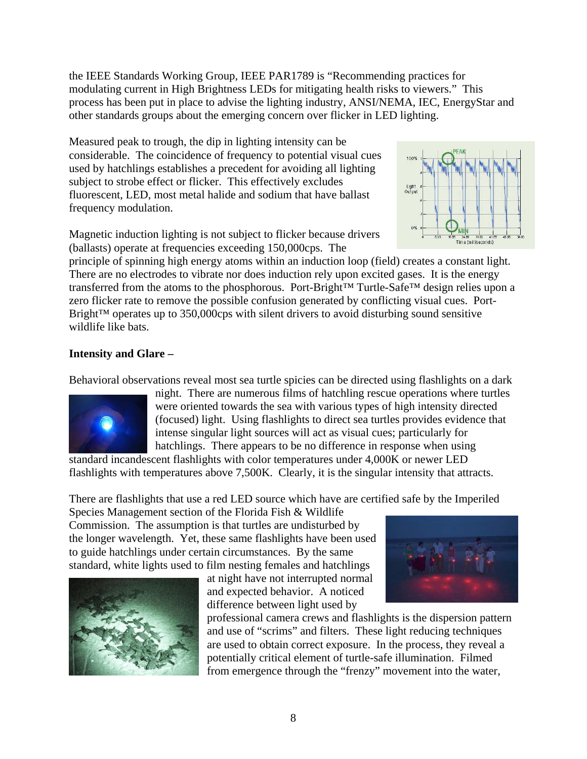the IEEE Standards Working Group, IEEE PAR1789 is "Recommending practices for modulating current in High Brightness LEDs for mitigating health risks to viewers." This process has been put in place to advise the lighting industry, ANSI/NEMA, IEC, EnergyStar and other standards groups about the emerging concern over flicker in LED lighting.

Measured peak to trough, the dip in lighting intensity can be considerable. The coincidence of frequency to potential visual cues used by hatchlings establishes a precedent for avoiding all lighting subject to strobe effect or flicker. This effectively excludes fluorescent, LED, most metal halide and sodium that have ballast frequency modulation.

Magnetic induction lighting is not subject to flicker because drivers (ballasts) operate at frequencies exceeding 150,000cps. The principle of spinning high energy atoms within an induction loop (field) creates a constant light. There are no electrodes to vibrate nor does induction rely upon excited gases. It is the energy transferred from the atoms to the phosphorous. Port-Bright™ Turtle-Safe™ design relies upon a zero flicker rate to remove the possible confusion generated by conflicting visual cues. Port-Bright™ operates up to 350,000cps with silent drivers to avoid disturbing sound sensitive wildlife like bats.

**Intensity and Glare –**

Behavioral observations reveal most sea turtle spicies can be directed using flashlights on a dark night. There are numerous films of hatchling rescue operations where turtles were oriented towards the sea with various types of high intensity directed (focused) light. Using flashlights to direct sea turtles provides evidence that intense singular light sources will act as visual cues; particularly for hatchlings. There appears to be no difference in response when using standard incandescent flashlights with color temperatures under 4,000K or newer LED flashlights with temperatures above 7,500K. Clearly, it is the singular intensity that attracts.

There are flashlights that use a red LED source which have are certified safe by the Imperiled Species Management section of the Florida Fish & Wildlife Commission. The assumption is that turtles are undisturbed by the longer wavelength. Yet, these same flashlights have been used to guide hatchlings under certain circumstances. By the same standard, white lights used to film nesting females and hatchlings at night have not interrupted normal and expected behavior. A noticed difference between light used by professional camera crews and flashlights is the dispersion pattern and use of "scrims" and filters. These light reducing techniques are used to obtain correct exposure. In the process, they reveal a potentially critical element of turtle-safe illumination. Filmed from emergence through the "frenzy" movement into the water,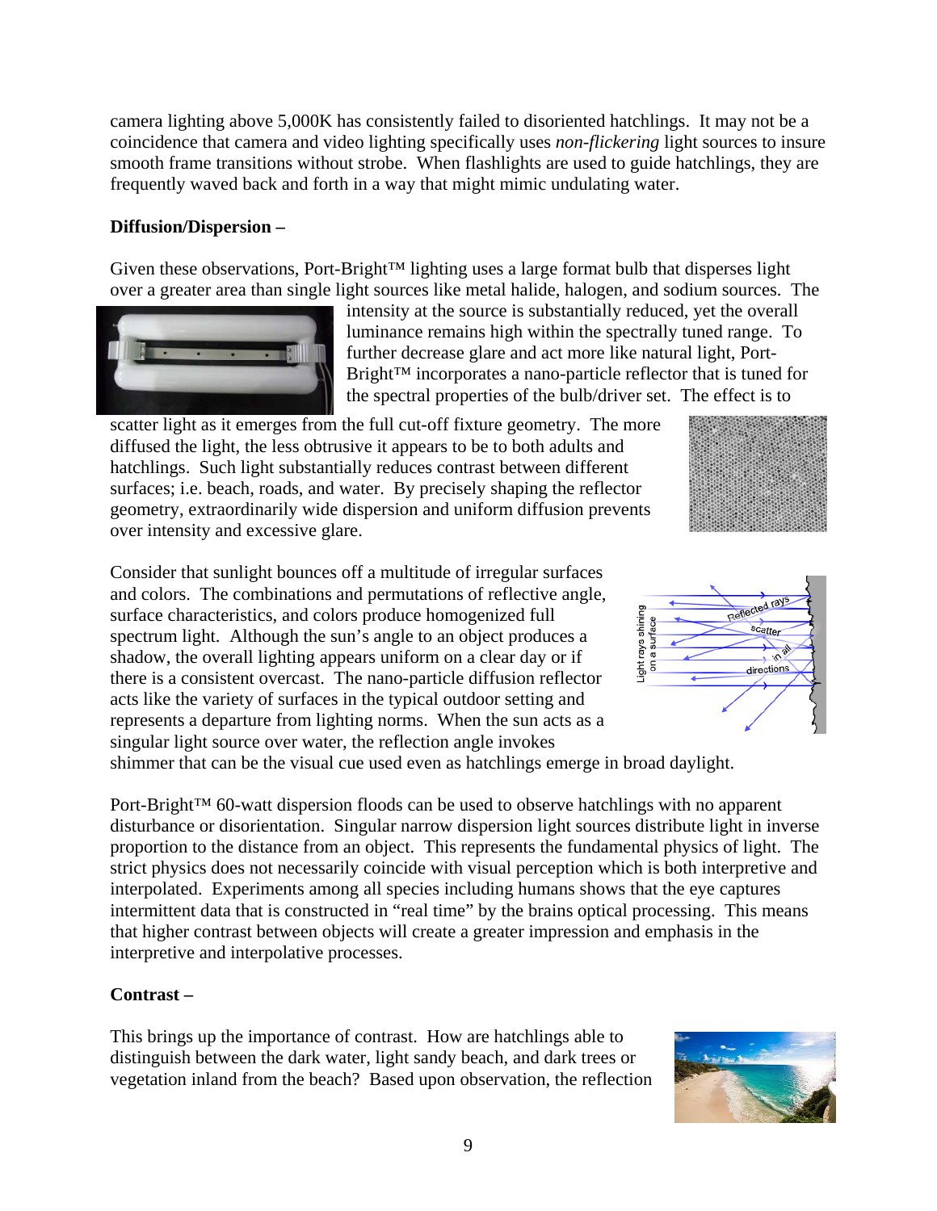camera lighting above 5,000K has consistently failed to disoriented hatchlings. It may not be a coincidence that camera and video lighting specifically uses *non-flickering* light sources to insure smooth frame transitions without strobe. When flashlights are used to guide hatchlings, they are frequently waved back and forth in a way that might mimic undulating water.

**Diffusion/Dispersion –**

Given these observations, Port-Bright™ lighting uses a large format bulb that disperses light over a greater area than single light sources like metal halide, halogen, and sodium sources. The intensity at the source is substantially reduced, yet the overall luminance remains high within the spectrally tuned range. To further decrease glare and act more like natural light, Port-Bright™ incorporates a nano-particle reflector that is tuned for the spectral properties of the bulb/driver set. The effect is to scatter light as it emerges from the full cut-off fixture geometry. The more diffused the light, the less obtrusive it appears to be to both adults and hatchlings. Such light substantially reduces contrast between different surfaces; i.e. beach, roads, and water. By precisely shaping the reflector geometry, extraordinarily wide dispersion and uniform diffusion prevents over intensity and excessive glare.

Consider that sunlight bounces off a multitude of irregular surfaces and colors. The combinations and permutations of reflective angle, surface characteristics, and colors produce homogenized full spectrum light. Although the sun's angle to an object produces a shadow, the overall lighting appears uniform on a clear day or if there is a consistent overcast. The nano-particle diffusion reflector acts like the variety of surfaces in the typical outdoor setting and represents a departure from lighting norms. When the sun acts as a singular light source over water, the reflection angle invokes shimmer that can be the visual cue used even as hatchlings emerge in broad daylight.

Port-Bright™ 60-watt dispersion floods can be used to observe hatchlings with no apparent disturbance or disorientation. Singular narrow dispersion light sources distribute light in inverse proportion to the distance from an object. This represents the fundamental physics of light. The strict physics does not necessarily coincide with visual perception which is both interpretive and interpolated. Experiments among all species including humans shows that the eye captures intermittent data that is constructed in "real time" by the brains optical processing. This means that higher contrast between objects will create a greater impression and emphasis in the interpretive and interpolative processes.

**Contrast –**

This brings up the importance of contrast. How are hatchlings able to distinguish between the dark water, light sandy beach, and dark trees or vegetation inland from the beach? Based upon observation, the reflection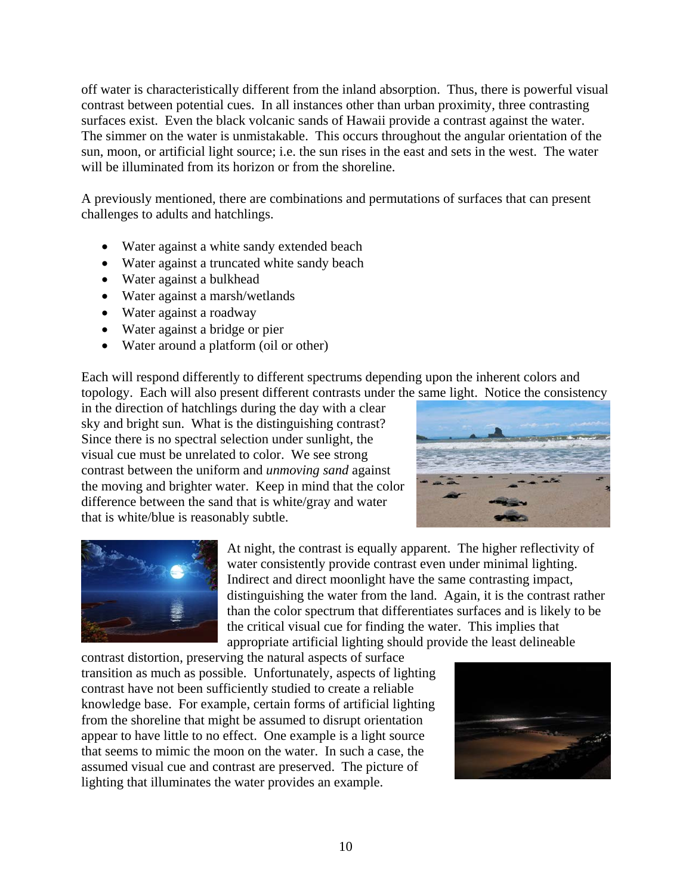off water is characteristically different from the inland absorption. Thus, there is powerful visual contrast between potential cues. In all instances other than urban proximity, three contrasting surfaces exist. Even the black volcanic sands of Hawaii provide a contrast against the water. The simmer on the water is unmistakable. This occurs throughout the angular orientation of the sun, moon, or artificial light source; i.e. the sun rises in the east and sets in the west. The water will be illuminated from its horizon or from the shoreline.

A previously mentioned, there are combinations and permutations of surfaces that can present challenges to adults and hatchlings.

- Water against a white sandy extended beach
- Water against a truncated white sandy beach
- Water against a bulkhead
- Water against a marsh/wetlands
- Water against a roadway
- Water against a bridge or pier
- Water around a platform (oil or other)

Each will respond differently to different spectrums depending upon the inherent colors and topology. Each will also present different contrasts under the same light. Notice the consistency in the direction of hatchlings during the day with a clear sky and bright sun. What is the distinguishing contrast? Since there is no spectral selection under sunlight, the visual cue must be unrelated to color. We see strong contrast between the uniform and *unmoving sand* against the moving and brighter water. Keep in mind that the color difference between the sand that is white/gray and water that is white/blue is reasonably subtle.

At night, the contrast is equally apparent. The higher reflectivity of water consistently provide contrast even under minimal lighting. Indirect and direct moonlight have the same contrasting impact, distinguishing the water from the land. Again, it is the contrast rather than the color spectrum that differentiates surfaces and is likely to be the critical visual cue for finding the water. This implies that appropriate artificial lighting should provide the least delineable contrast distortion, preserving the natural aspects of surface transition as much as possible. Unfortunately, aspects of lighting contrast have not been sufficiently studied to create a reliable knowledge base. For example, certain forms of artificial lighting from the shoreline that might be assumed to disrupt orientation appear to have little to no effect. One example is a light source that seems to mimic the moon on the water. In such a case, the assumed visual cue and contrast are preserved. The picture of lighting that illuminates the water provides an example.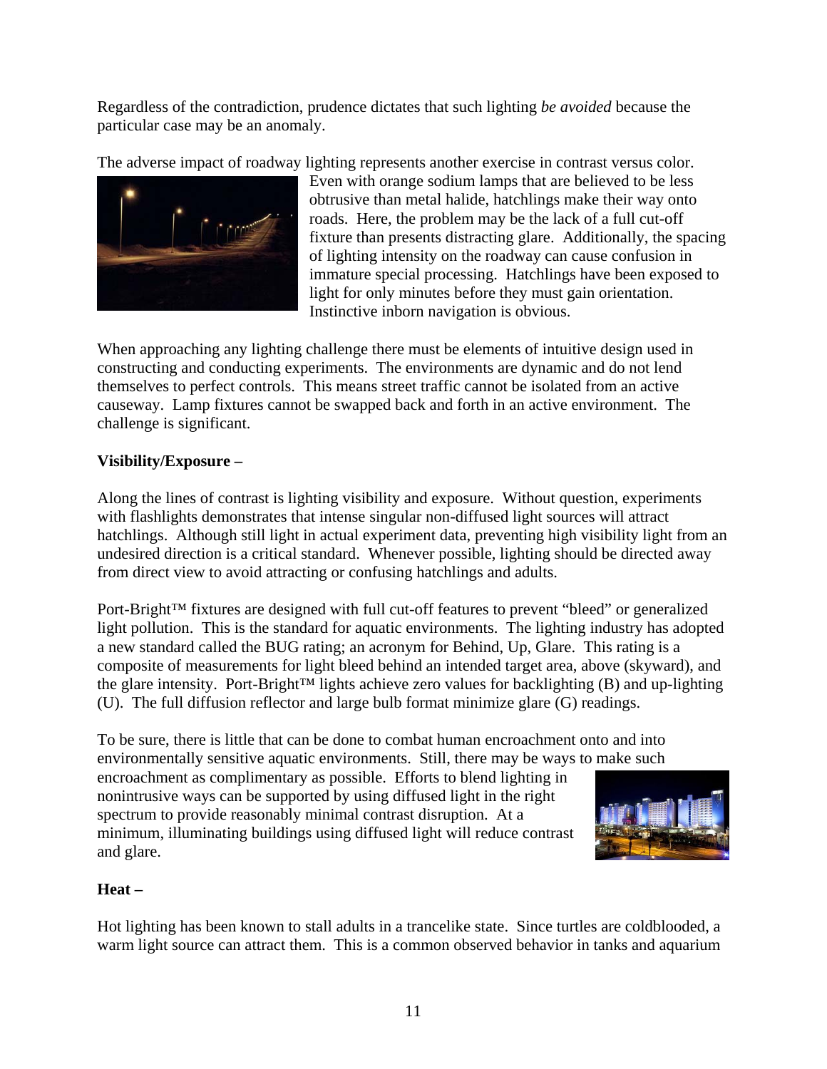Regardless of the contradiction, prudence dictates that such lighting *be avoided* because the particular case may be an anomaly.

The adverse impact of roadway lighting represents another exercise in contrast versus color. Even with orange sodium lamps that are believed to be less obtrusive than metal halide, hatchlings make their way onto roads. Here, the problem may be the lack of a full cut-off fixture than presents distracting glare. Additionally, the spacing of lighting intensity on the roadway can cause confusion in immature special processing. Hatchlings have been exposed to light for only minutes before they must gain orientation. Instinctive inborn navigation is obvious.

When approaching any lighting challenge there must be elements of intuitive design used in constructing and conducting experiments. The environments are dynamic and do not lend themselves to perfect controls. This means street traffic cannot be isolated from an active causeway. Lamp fixtures cannot be swapped back and forth in an active environment. The challenge is significant.

**Visibility/Exposure –**

Along the lines of contrast is lighting visibility and exposure. Without question, experiments with flashlights demonstrates that intense singular non-diffused light sources will attract hatchlings. Although still light in actual experiment data, preventing high visibility light from an undesired direction is a critical standard. Whenever possible, lighting should be directed away from direct view to avoid attracting or confusing hatchlings and adults.

Port-Bright™ fixtures are designed with full cut-off features to prevent "bleed" or generalized light pollution. This is the standard for aquatic environments. The lighting industry has adopted a new standard called the BUG rating; an acronym for Behind, Up, Glare. This rating is a composite of measurements for light bleed behind an intended target area, above (skyward), and the glare intensity. Port-Bright™ lights achieve zero values for backlighting (B) and up-lighting (U). The full diffusion reflector and large bulb format minimize glare (G) readings.

To be sure, there is little that can be done to combat human encroachment onto and into environmentally sensitive aquatic environments. Still, there may be ways to make such encroachment as complimentary as possible. Efforts to blend lighting in nonintrusive ways can be supported by using diffused light in the right spectrum to provide reasonably minimal contrast disruption. At a minimum, illuminating buildings using diffused light will reduce contrast and glare.

**Heat –**

Hot lighting has been known to stall adults in a trancelike state. Since turtles are coldblooded, a warm light source can attract them. This is a common observed behavior in tanks and aquarium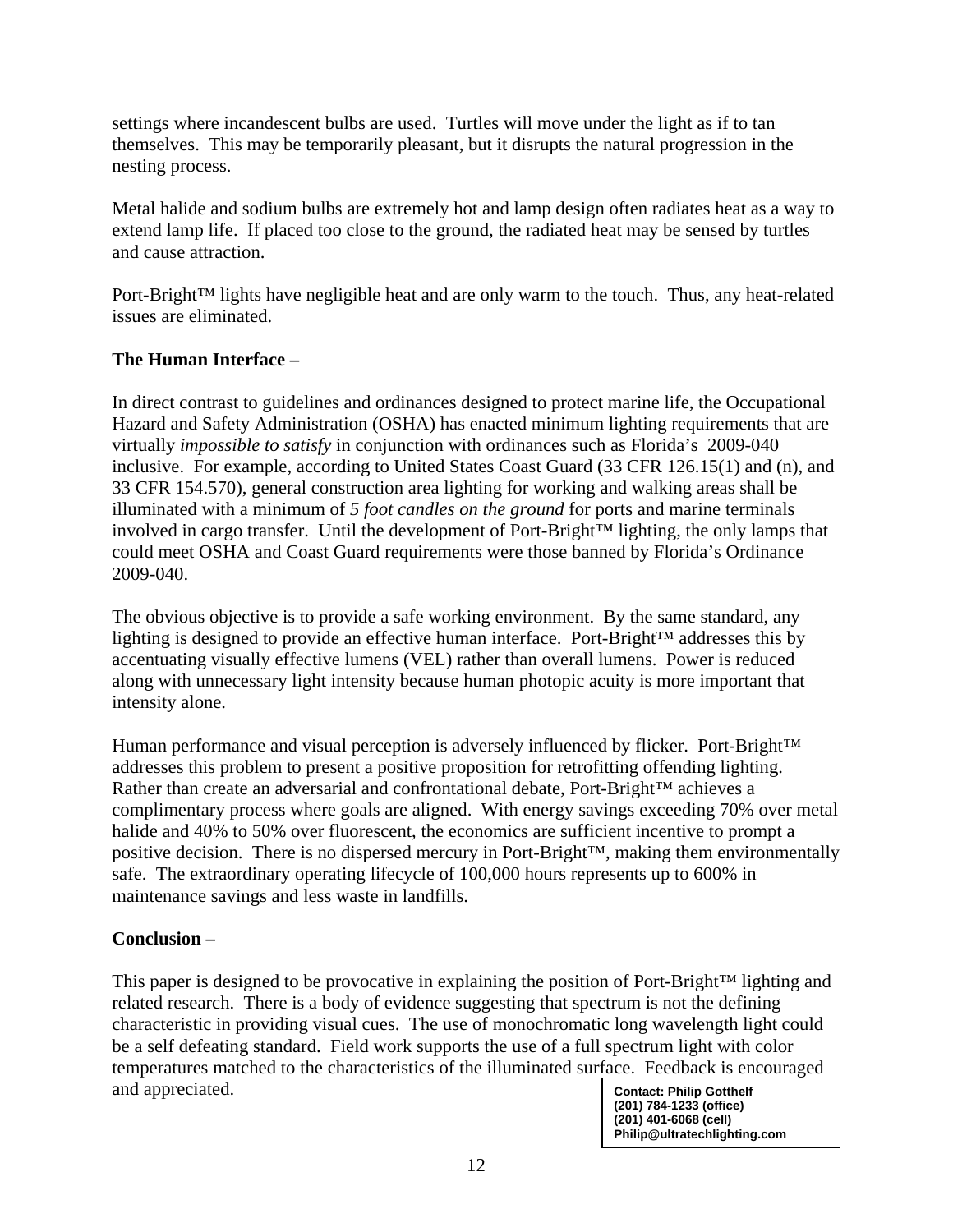settings where incandescent bulbs are used. Turtles will move under the light as if to tan themselves. This may be temporarily pleasant, but it disrupts the natural progression in the nesting process.

Metal halide and sodium bulbs are extremely hot and lamp design often radiates heat as a way to extend lamp life. If placed too close to the ground, the radiated heat may be sensed by turtles and cause attraction.

Port-Bright™ lights have negligible heat and are only warm to the touch. Thus, any heat-related issues are eliminated.

**The Human Interface –**

In direct contrast to guidelines and ordinances designed to protect marine life, the Occupational Hazard and Safety Administration (OSHA) has enacted minimum lighting requirements that are virtually *impossible to satisfy* in conjunction with ordinances such as Florida's 2009-040 inclusive. For example, according to United States Coast Guard (33 CFR 126.15(1) and (n), and 33 CFR 154.570), general construction area lighting for working and walking areas shall be illuminated with a minimum of *5 foot candles on the ground* for ports and marine terminals involved in cargo transfer. Until the development of Port-Bright™ lighting, the only lamps that could meet OSHA and Coast Guard requirements were those banned by Florida's Ordinance 2009-040.

The obvious objective is to provide a safe working environment. By the same standard, any lighting is designed to provide an effective human interface. Port-Bright™ addresses this by accentuating visually effective lumens (VEL) rather than overall lumens. Power is reduced along with unnecessary light intensity because human photopic acuity is more important that intensity alone.

Human performance and visual perception is adversely influenced by flicker. Port-Bright™ addresses this problem to present a positive proposition for retrofitting offending lighting. Rather than create an adversarial and confrontational debate, Port-Bright™ achieves a complimentary process where goals are aligned. With energy savings exceeding 70% over metal halide and 40% to 50% over fluorescent, the economics are sufficient incentive to prompt a positive decision. There is no dispersed mercury in Port-Bright™, making them environmentally safe. The extraordinary operating lifecycle of 100,000 hours represents up to 600% in maintenance savings and less waste in landfills.

**Conclusion –**

This paper is designed to be provocative in explaining the position of Port-Bright™ lighting and related research. There is a body of evidence suggesting that spectrum is not the defining characteristic in providing visual cues. The use of monochromatic long wavelength light could be a self defeating standard. Field work supports the use of a full spectrum light with color temperatures matched to the characteristics of the illuminated surface. Feedback is encouraged and appreciated.

**Contact: Philip Gotthelf**
**(201) 784-1233 (office)**
**(201) 401-6068 (cell)**
**Philip@ultratechlighting.com**